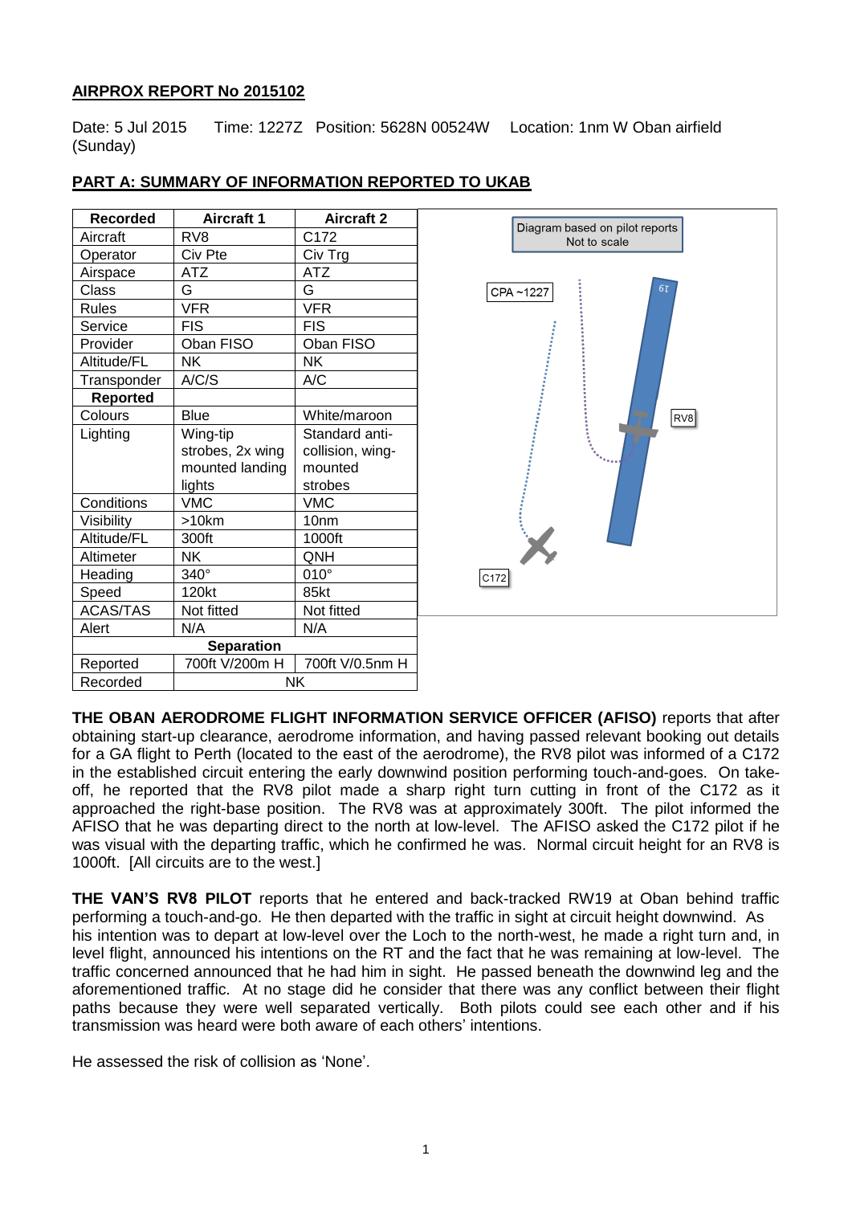## AIRPROX REPORT No 2015102

Date: 5 Jul 2015 (Sunday)  Time: 1227Z  Position: 5628N 00524W  Location: 1nm W Oban airfield

## PART A: SUMMARY OF INFORMATION REPORTED TO UKAB

| Recorded | Aircraft 1 | Aircraft 2 |
|---|---|---|
| Aircraft | RV8 | C172 |
| Operator | Civ Pte | Civ Trg |
| Airspace | ATZ | ATZ |
| Class | G | G |
| Rules | VFR | VFR |
| Service | FIS | FIS |
| Provider | Oban FISO | Oban FISO |
| Altitude/FL | NK | NK |
| Transponder | A/C/S | A/C |
| **Reported** | | |
| Colours | Blue | White/maroon |
| Lighting | Wing-tip strobes, 2x wing mounted landing lights | Standard anti-collision, wing-mounted strobes |
| Conditions | VMC | VMC |
| Visibility | >10km | 10nm |
| Altitude/FL | 300ft | 1000ft |
| Altimeter | NK | QNH |
| Heading | 340° | 010° |
| Speed | 120kt | 85kt |
| ACAS/TAS | Not fitted | Not fitted |
| Alert | N/A | N/A |
| **Separation** | | |
| Reported | 700ft V/200m H | 700ft V/0.5nm H |
| Recorded | NK | |

Diagram based on pilot reports
Not to scale

CPA ~1227

RV8

C172

**THE OBAN AERODROME FLIGHT INFORMATION SERVICE OFFICER (AFISO)** reports that after obtaining start-up clearance, aerodrome information, and having passed relevant booking out details for a GA flight to Perth (located to the east of the aerodrome), the RV8 pilot was informed of a C172 in the established circuit entering the early downwind position performing touch-and-goes. On take-off, he reported that the RV8 pilot made a sharp right turn cutting in front of the C172 as it approached the right-base position. The RV8 was at approximately 300ft. The pilot informed the AFISO that he was departing direct to the north at low-level. The AFISO asked the C172 pilot if he was visual with the departing traffic, which he confirmed he was. Normal circuit height for an RV8 is 1000ft. [All circuits are to the west.]

**THE VAN'S RV8 PILOT** reports that he entered and back-tracked RW19 at Oban behind traffic performing a touch-and-go. He then departed with the traffic in sight at circuit height downwind. As his intention was to depart at low-level over the Loch to the north-west, he made a right turn and, in level flight, announced his intentions on the RT and the fact that he was remaining at low-level. The traffic concerned announced that he had him in sight. He passed beneath the downwind leg and the aforementioned traffic. At no stage did he consider that there was any conflict between their flight paths because they were well separated vertically. Both pilots could see each other and if his transmission was heard were both aware of each others' intentions.

He assessed the risk of collision as 'None'.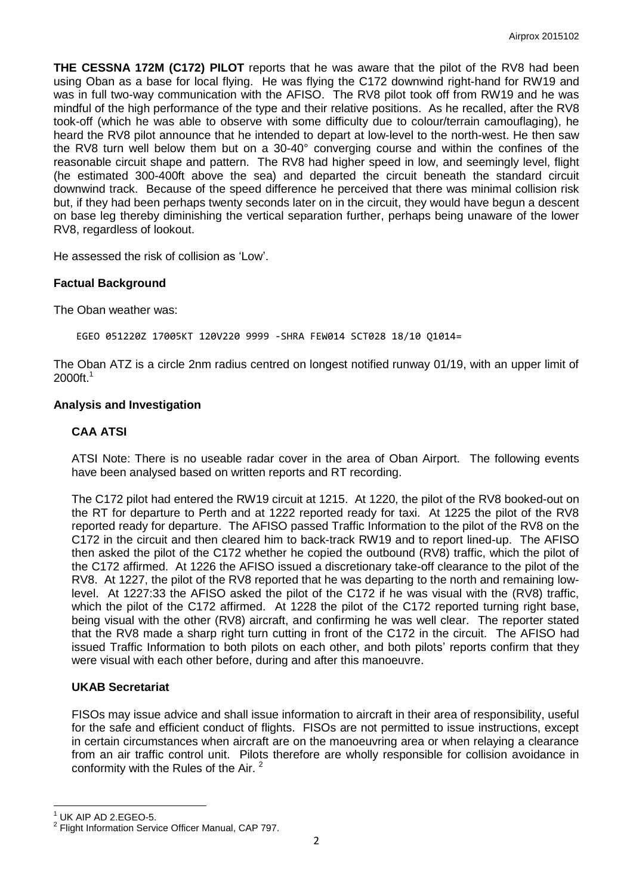**THE CESSNA 172M (C172) PILOT** reports that he was aware that the pilot of the RV8 had been using Oban as a base for local flying. He was flying the C172 downwind right-hand for RW19 and was in full two-way communication with the AFISO. The RV8 pilot took off from RW19 and he was mindful of the high performance of the type and their relative positions. As he recalled, after the RV8 took-off (which he was able to observe with some difficulty due to colour/terrain camouflaging), he heard the RV8 pilot announce that he intended to depart at low-level to the north-west. He then saw the RV8 turn well below them but on a 30-40° converging course and within the confines of the reasonable circuit shape and pattern. The RV8 had higher speed in low, and seemingly level, flight (he estimated 300-400ft above the sea) and departed the circuit beneath the standard circuit downwind track. Because of the speed difference he perceived that there was minimal collision risk but, if they had been perhaps twenty seconds later on in the circuit, they would have begun a descent on base leg thereby diminishing the vertical separation further, perhaps being unaware of the lower RV8, regardless of lookout.

He assessed the risk of collision as 'Low'.

## Factual Background

The Oban weather was:

```
EGEO 051220Z 17005KT 120V220 9999 -SHRA FEW014 SCT028 18/10 Q1014=
```

The Oban ATZ is a circle 2nm radius centred on longest notified runway 01/19, with an upper limit of 2000ft.[1]

## Analysis and Investigation

### CAA ATSI

ATSI Note: There is no useable radar cover in the area of Oban Airport. The following events have been analysed based on written reports and RT recording.

The C172 pilot had entered the RW19 circuit at 1215. At 1220, the pilot of the RV8 booked-out on the RT for departure to Perth and at 1222 reported ready for taxi. At 1225 the pilot of the RV8 reported ready for departure. The AFISO passed Traffic Information to the pilot of the RV8 on the C172 in the circuit and then cleared him to back-track RW19 and to report lined-up. The AFISO then asked the pilot of the C172 whether he copied the outbound (RV8) traffic, which the pilot of the C172 affirmed. At 1226 the AFISO issued a discretionary take-off clearance to the pilot of the RV8. At 1227, the pilot of the RV8 reported that he was departing to the north and remaining low-level. At 1227:33 the AFISO asked the pilot of the C172 if he was visual with the (RV8) traffic, which the pilot of the C172 affirmed. At 1228 the pilot of the C172 reported turning right base, being visual with the other (RV8) aircraft, and confirming he was well clear. The reporter stated that the RV8 made a sharp right turn cutting in front of the C172 in the circuit. The AFISO had issued Traffic Information to both pilots on each other, and both pilots' reports confirm that they were visual with each other before, during and after this manoeuvre.

### UKAB Secretariat

FISOs may issue advice and shall issue information to aircraft in their area of responsibility, useful for the safe and efficient conduct of flights. FISOs are not permitted to issue instructions, except in certain circumstances when aircraft are on the manoeuvring area or when relaying a clearance from an air traffic control unit. Pilots therefore are wholly responsible for collision avoidance in conformity with the Rules of the Air. [2]

---

[1] UK AIP AD 2.EGEO-5.

[2] Flight Information Service Officer Manual, CAP 797.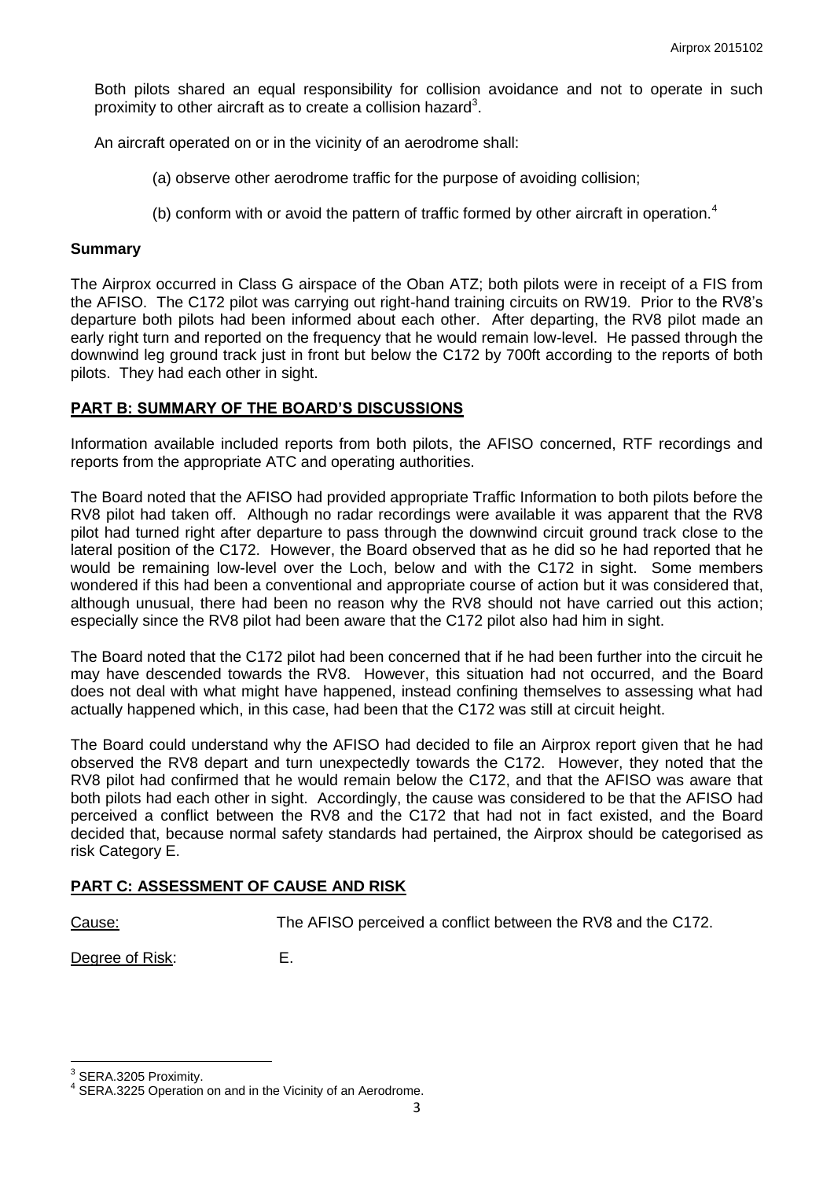Both pilots shared an equal responsibility for collision avoidance and not to operate in such proximity to other aircraft as to create a collision hazard[3].

An aircraft operated on or in the vicinity of an aerodrome shall:

(a) observe other aerodrome traffic for the purpose of avoiding collision;

(b) conform with or avoid the pattern of traffic formed by other aircraft in operation.[4]

### Summary

The Airprox occurred in Class G airspace of the Oban ATZ; both pilots were in receipt of a FIS from the AFISO. The C172 pilot was carrying out right-hand training circuits on RW19. Prior to the RV8's departure both pilots had been informed about each other. After departing, the RV8 pilot made an early right turn and reported on the frequency that he would remain low-level. He passed through the downwind leg ground track just in front but below the C172 by 700ft according to the reports of both pilots. They had each other in sight.

## PART B: SUMMARY OF THE BOARD'S DISCUSSIONS

Information available included reports from both pilots, the AFISO concerned, RTF recordings and reports from the appropriate ATC and operating authorities.

The Board noted that the AFISO had provided appropriate Traffic Information to both pilots before the RV8 pilot had taken off. Although no radar recordings were available it was apparent that the RV8 pilot had turned right after departure to pass through the downwind circuit ground track close to the lateral position of the C172. However, the Board observed that as he did so he had reported that he would be remaining low-level over the Loch, below and with the C172 in sight. Some members wondered if this had been a conventional and appropriate course of action but it was considered that, although unusual, there had been no reason why the RV8 should not have carried out this action; especially since the RV8 pilot had been aware that the C172 pilot also had him in sight.

The Board noted that the C172 pilot had been concerned that if he had been further into the circuit he may have descended towards the RV8. However, this situation had not occurred, and the Board does not deal with what might have happened, instead confining themselves to assessing what had actually happened which, in this case, had been that the C172 was still at circuit height.

The Board could understand why the AFISO had decided to file an Airprox report given that he had observed the RV8 depart and turn unexpectedly towards the C172. However, they noted that the RV8 pilot had confirmed that he would remain below the C172, and that the AFISO was aware that both pilots had each other in sight. Accordingly, the cause was considered to be that the AFISO had perceived a conflict between the RV8 and the C172 that had not in fact existed, and the Board decided that, because normal safety standards had pertained, the Airprox should be categorised as risk Category E.

## PART C: ASSESSMENT OF CAUSE AND RISK

Cause: The AFISO perceived a conflict between the RV8 and the C172.

Degree of Risk: E.

---

[3] SERA.3205 Proximity.

[4] SERA.3225 Operation on and in the Vicinity of an Aerodrome.